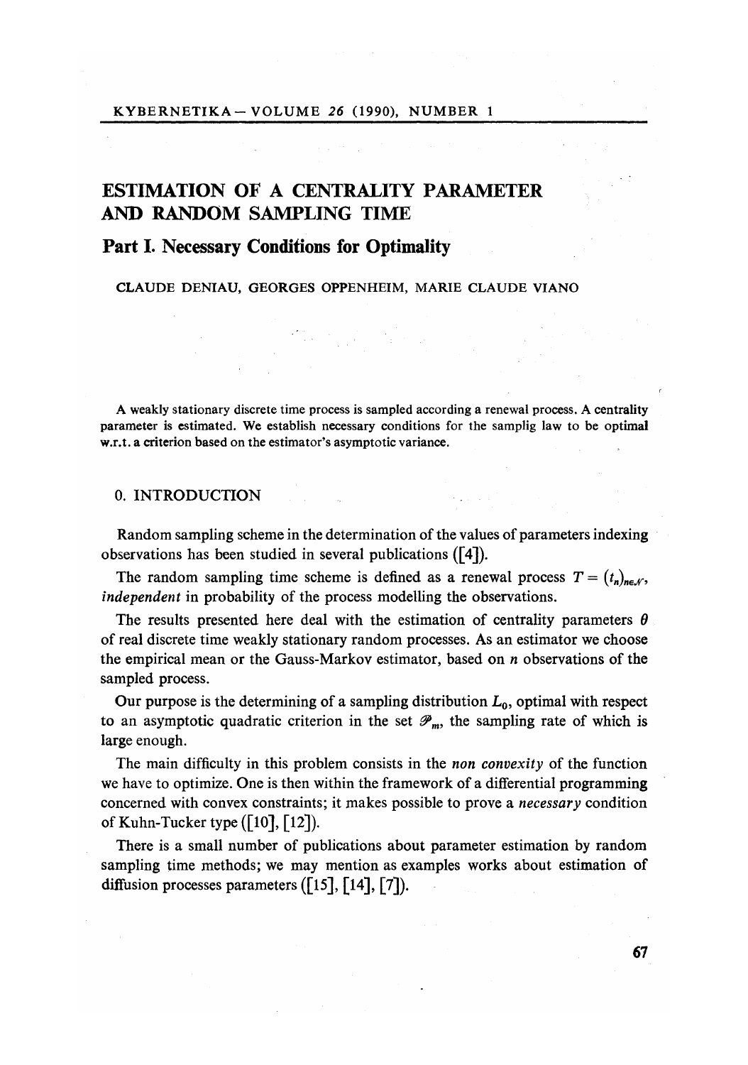# ESTIMATION OF A CENTRALITY PARAMETER AND RANDOM SAMPLING TIME

## Part I. Necessary Conditions for Optimality

CLAUDE DENIAU, GEORGES OPPENHEIM, MARIE CLAUDE VIANO

A weakly stationary discrete time process is sampled according a renewal process. A centrality parameter is estimated. We establish necessary conditions for the samplig law to be optimal w.r.t. a criterion based on the estimator's asymptotic variance.

### 0. INTRODUCTION

Random sampling scheme in the determination of the values of parameters indexing observations has been studied in several publications ([4]).

The random sampling time scheme is defined as a renewal process $T = (t_n)_{n \in \mathcal{N}}$, *independent* in probability of the process modelling the observations.

The results presented here deal with the estimation of centrality parameters $\theta$ of real discrete time weakly stationary random processes. As an estimator we choose the empirical mean or the Gauss-Markov estimator, based on $n$ observations of the sampled process.

Our purpose is the determining of a sampling distribution $L_0$, optimal with respect to an asymptotic quadratic criterion in the set $\mathscr{P}_m$, the sampling rate of which is large enough.

The main difficulty in this problem consists in the *non convexity* of the function we have to optimize. One is then within the framework of a differential programming concerned with convex constraints; it makes possible to prove a *necessary* condition of Kuhn-Tucker type ([10], [12]).

There is a small number of publications about parameter estimation by random sampling time methods; we may mention as examples works about estimation of diffusion processes parameters ([15], [14], [7]).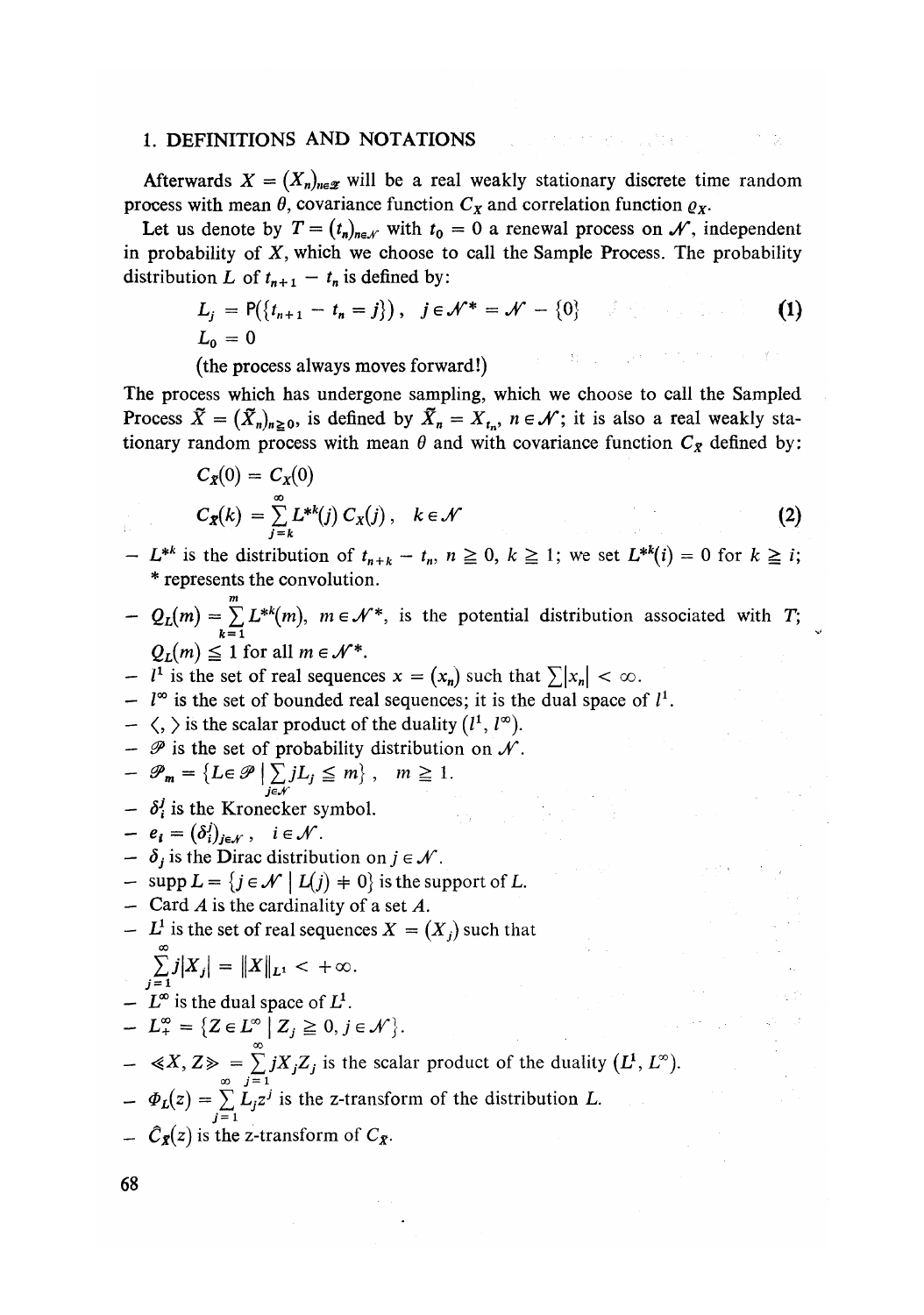## 1. DEFINITIONS AND NOTATIONS

Afterwards $X = (X_n)_{n \in \mathscr{Z}}$ will be a real weakly stationary discrete time random process with mean $\theta$, covariance function $C_X$ and correlation function $\varrho_X$.

Let us denote by $T = (t_n)_{n \in \mathscr{N}}$ with $t_0 = 0$ a renewal process on $\mathscr{N}$, independent in probability of $X$, which we choose to call the Sample Process. The probability distribution $L$ of $t_{n+1} - t_n$ is defined by:

$$L_j = \mathsf{P}(\{t_{n+1} - t_n = j\}), \quad j \in \mathscr{N}^* = \mathscr{N} - \{0\} \tag{1}$$

$$L_0 = 0$$

(the process always moves forward!)

The process which has undergone sampling, which we choose to call the Sampled Process $\tilde{X} = (\tilde{X}_n)_{n \geq 0}$, is defined by $\tilde{X}_n = X_{t_n}$, $n \in \mathscr{N}$; it is also a real weakly stationary random process with mean $\theta$ and with covariance function $C_{\tilde{X}}$ defined by:

$$C_{\tilde{X}}(0) = C_X(0)$$

$$C_{\tilde{X}}(k) = \sum_{j=k}^{\infty} L^{*k}(j)\, C_X(j), \quad k \in \mathscr{N} \tag{2}$$

- $L^{*k}$ is the distribution of $t_{n+k} - t_n$, $n \geq 0$, $k \geq 1$; we set $L^{*k}(i) = 0$ for $k \geq i$; $*$ represents the convolution.
- $Q_L(m) = \sum_{k=1}^{m} L^{*k}(m)$, $m \in \mathscr{N}^*$, is the potential distribution associated with $T$; $Q_L(m) \leq 1$ for all $m \in \mathscr{N}^*$.
- $l^1$ is the set of real sequences $x = (x_n)$ such that $\sum |x_n| < \infty$.
- $l^\infty$ is the set of bounded real sequences; it is the dual space of $l^1$.
- $\langle , \rangle$ is the scalar product of the duality $(l^1, l^\infty)$.
- $\mathscr{P}$ is the set of probability distribution on $\mathscr{N}$.
- $\mathscr{P}_m = \{L \in \mathscr{P} \mid \sum_{j \in \mathscr{N}} jL_j \leq m\}$, $m \geq 1$.
- $\delta_i^j$ is the Kronecker symbol.
- $e_i = (\delta_i^j)_{j \in \mathscr{N}}$, $i \in \mathscr{N}$.
- $\delta_j$ is the Dirac distribution on $j \in \mathscr{N}$.
- $\operatorname{supp} L = \{j \in \mathscr{N} \mid L(j) \neq 0\}$ is the support of $L$.
- Card $A$ is the cardinality of a set $A$.
- $L^1$ is the set of real sequences $X = (X_j)$ such that

$$\sum_{j=1}^{\infty} j|X_j| = \|X\|_{L^1} < +\infty.$$

- $L^\infty$ is the dual space of $L^1$.
- $L_+^\infty = \{Z \in L^\infty \mid Z_j \geq 0, j \in \mathscr{N}\}$.
- $\langle\!\langle X, Z \rangle\!\rangle = \sum_{j=1}^{\infty} jX_jZ_j$ is the scalar product of the duality $(L^1, L^\infty)$.
- $\Phi_L(z) = \sum_{j=1}^{\infty} L_j z^j$ is the z-transform of the distribution $L$.
- $\hat{C}_{\tilde{X}}(z)$ is the z-transform of $C_{\tilde{X}}$.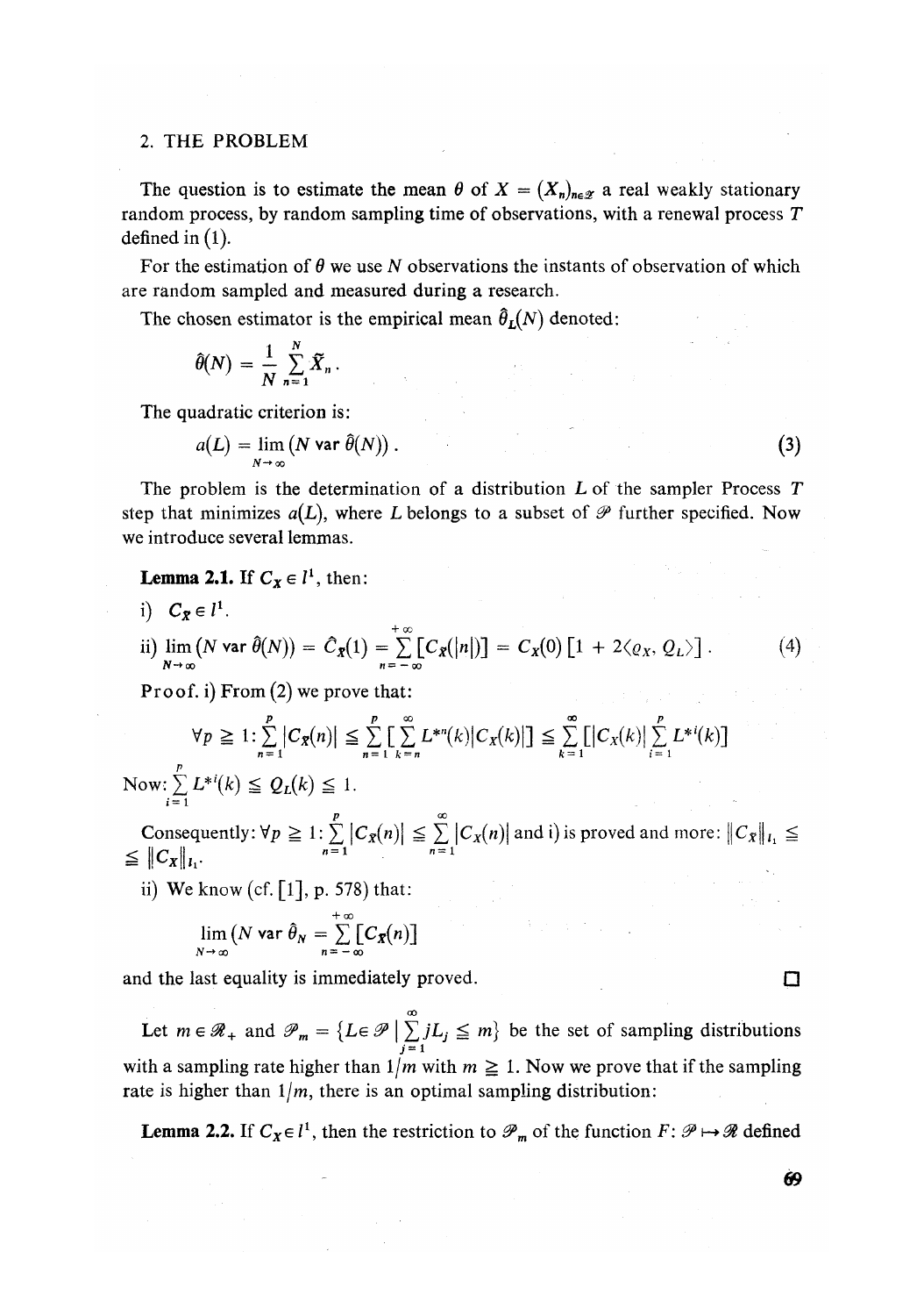## 2. THE PROBLEM

The question is to estimate the mean $\theta$ of $X = (X_n)_{n \in \mathscr{Z}}$ a real weakly stationary random process, by random sampling time of observations, with a renewal process $T$ defined in (1).

For the estimation of $\theta$ we use $N$ observations the instants of observation of which are random sampled and measured during a research.

The chosen estimator is the empirical mean $\hat{\theta}_L(N)$ denoted:

$$\hat{\theta}(N) = \frac{1}{N} \sum_{n=1}^{N} \tilde{X}_n .$$

The quadratic criterion is:

$$a(L) = \lim_{N \to \infty} (N \operatorname{var} \hat{\theta}(N)) . \tag{3}$$

The problem is the determination of a distribution $L$ of the sampler Process $T$ step that minimizes $a(L)$, where $L$ belongs to a subset of $\mathscr{P}$ further specified. Now we introduce several lemmas.

**Lemma 2.1.** If $C_X \in l^1$, then:

i) $C_{\tilde{X}} \in l^1$.

ii) $\lim_{N \to \infty} (N \operatorname{var} \hat{\theta}(N)) = \hat{C}_{\tilde{X}}(1) = \sum_{n=-\infty}^{+\infty} [C_{\tilde{X}}(|n|)] = C_X(0) [1 + 2\langle \varrho_X, Q_L \rangle] . \quad (4)$

Proof. i) From (2) we prove that:

$$\forall p \geqq 1 : \sum_{n=1}^{p} |C_{\tilde{X}}(n)| \leqq \sum_{n=1}^{p} [\sum_{k=n}^{\infty} L^{*n}(k) |C_X(k)|] \leqq \sum_{k=1}^{\infty} [|C_X(k)| \sum_{i=1}^{p} L^{*i}(k)]$$

Now: $\sum_{i=1}^{p} L^{*i}(k) \leqq Q_L(k) \leqq 1$.

Consequently: $\forall p \geqq 1 : \sum_{n=1}^{p} |C_{\tilde{X}}(n)| \leqq \sum_{n=1}^{\infty} |C_X(n)|$ and i) is proved and more: $\|C_{\tilde{X}}\|_{l_1} \leqq \|C_X\|_{l_1}$.

ii) We know (cf. [1], p. 578) that:

$$\lim_{N \to \infty} (N \operatorname{var} \hat{\theta}_N = \sum_{n=-\infty}^{+\infty} [C_{\tilde{X}}(n)]$$

and the last equality is immediately proved. □

Let $m \in \mathscr{R}_+$ and $\mathscr{P}_m = \{L \in \mathscr{P} \mid \sum_{j=1}^{\infty} jL_j \leqq m\}$ be the set of sampling distributions with a sampling rate higher than $1/m$ with $m \geqq 1$. Now we prove that if the sampling rate is higher than $1/m$, there is an optimal sampling distribution:

**Lemma 2.2.** If $C_X \in l^1$, then the restriction to $\mathscr{P}_m$ of the function $F: \mathscr{P} \mapsto \mathscr{R}$ defined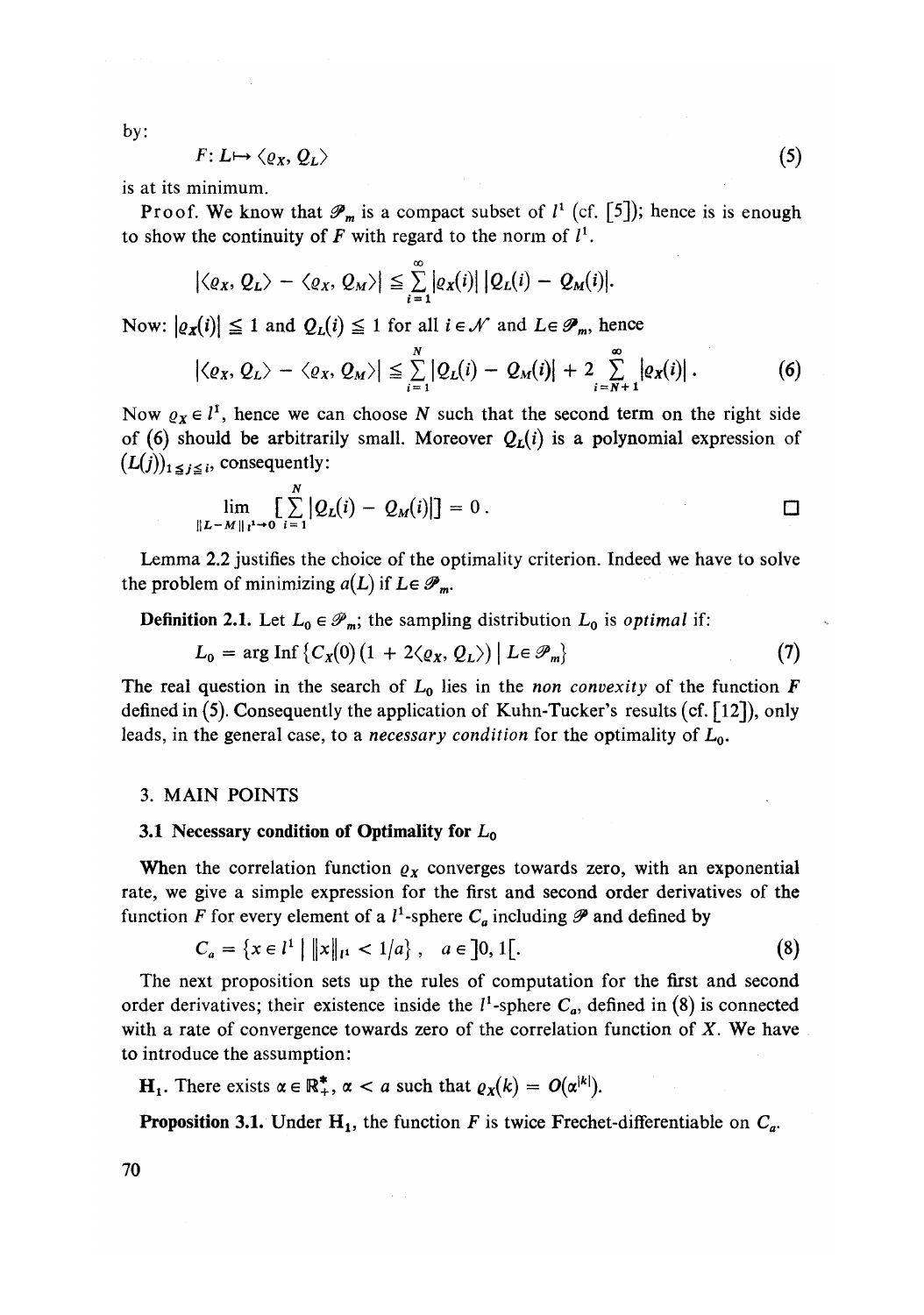by:

$$F: L \mapsto \langle \varrho_X, Q_L \rangle \tag{5}$$

is at its minimum.

Proof. We know that $\mathscr{P}_m$ is a compact subset of $l^1$ (cf. [5]); hence is is enough to show the continuity of $F$ with regard to the norm of $l^1$.

$$|\langle \varrho_X, Q_L \rangle - \langle \varrho_X, Q_M \rangle| \leqq \sum_{i=1}^{\infty} |\varrho_X(i)| \, |Q_L(i) - Q_M(i)|.$$

Now: $|\varrho_X(i)| \leqq 1$ and $Q_L(i) \leqq 1$ for all $i \in \mathscr{N}$ and $L \in \mathscr{P}_m$, hence

$$|\langle \varrho_X, Q_L \rangle - \langle \varrho_X, Q_M \rangle| \leqq \sum_{i=1}^{N} |Q_L(i) - Q_M(i)| + 2 \sum_{i=N+1}^{\infty} |\varrho_X(i)| \,. \tag{6}$$

Now $\varrho_X \in l^1$, hence we can choose $N$ such that the second term on the right side of (6) should be arbitrarily small. Moreover $Q_L(i)$ is a polynomial expression of $(L(j))_{1 \leqq j \leqq i}$, consequently:

$$\lim_{\|L-M\|_{l^1} \to 0} \left[ \sum_{i=1}^{N} |Q_L(i) - Q_M(i)| \right] = 0 \,. \qquad \square$$

Lemma 2.2 justifies the choice of the optimality criterion. Indeed we have to solve the problem of minimizing $a(L)$ if $L \in \mathscr{P}_m$.

**Definition 2.1.** Let $L_0 \in \mathscr{P}_m$; the sampling distribution $L_0$ is *optimal* if:

$$L_0 = \arg \operatorname{Inf} \{ C_X(0) \, (1 + 2\langle \varrho_X, Q_L \rangle) \mid L \in \mathscr{P}_m \} \tag{7}$$

The real question in the search of $L_0$ lies in the *non convexity* of the function $F$ defined in (5). Consequently the application of Kuhn-Tucker's results (cf. [12]), only leads, in the general case, to a *necessary condition* for the optimality of $L_0$.

## 3. MAIN POINTS

### 3.1 Necessary condition of Optimality for $L_0$

When the correlation function $\varrho_X$ converges towards zero, with an exponential rate, we give a simple expression for the first and second order derivatives of the function $F$ for every element of a $l^1$-sphere $C_a$ including $\mathscr{P}$ and defined by

$$C_a = \{ x \in l^1 \mid \|x\|_{l^1} < 1/a \} \,, \quad a \in ]0, 1[. \tag{8}$$

The next proposition sets up the rules of computation for the first and second order derivatives; their existence inside the $l^1$-sphere $C_a$, defined in (8) is connected with a rate of convergence towards zero of the correlation function of $X$. We have to introduce the assumption:

$\mathbf{H_1}$. There exists $\alpha \in \mathbb{R}_+^*$, $\alpha < a$ such that $\varrho_X(k) = O(\alpha^{|k|})$.

**Proposition 3.1.** Under $\mathbf{H_1}$, the function $F$ is twice Frechet-differentiable on $C_a$.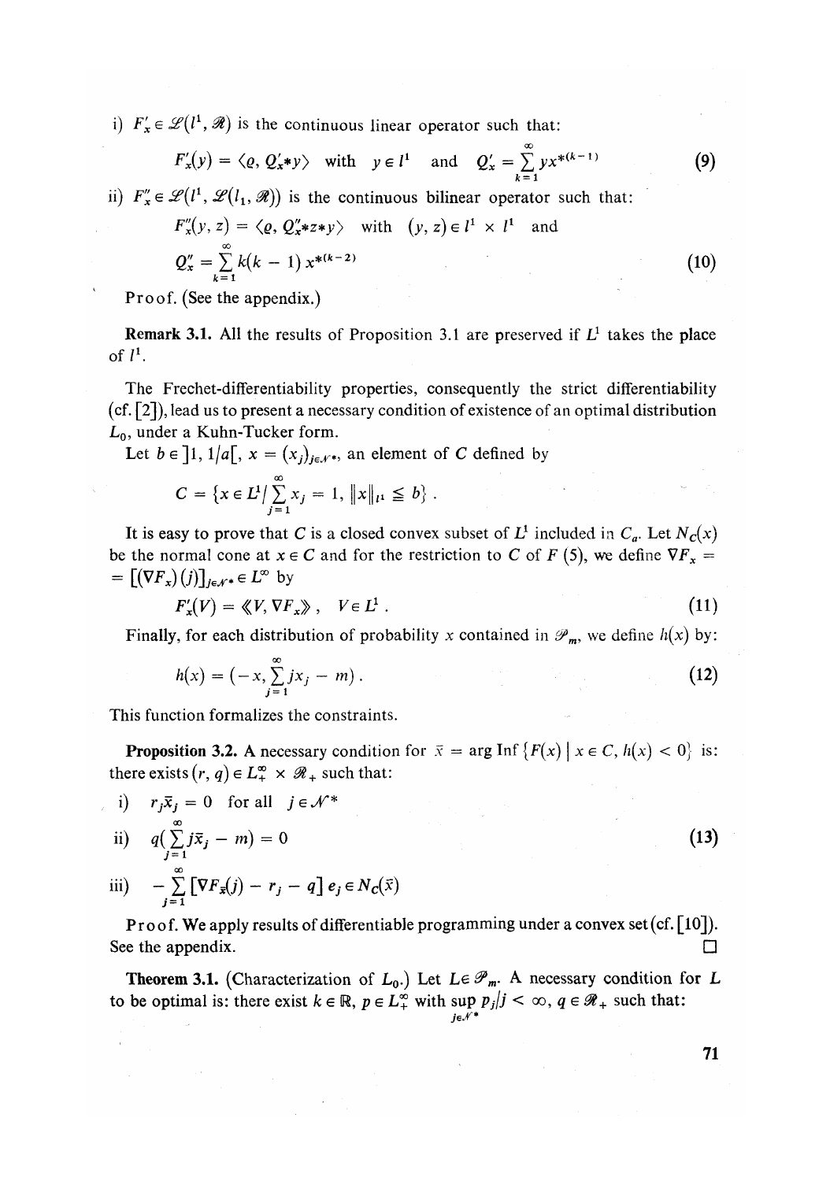i) $F'_x \in \mathscr{L}(l^1, \mathscr{R})$ is the continuous linear operator such that:

$$F'_x(y) = \langle \varrho, Q'_x * y \rangle \quad \text{with} \quad y \in l^1 \quad \text{and} \quad Q'_x = \sum_{k=1}^{\infty} y x^{*(k-1)} \tag{9}$$

ii) $F''_x \in \mathscr{L}(l^1, \mathscr{L}(l_1, \mathscr{R}))$ is the continuous bilinear operator such that:

$$F''_x(y, z) = \langle \varrho, Q''_x * z * y \rangle \quad \text{with} \quad (y, z) \in l^1 \times l^1 \quad \text{and}$$

$$Q''_x = \sum_{k=1}^{\infty} k(k-1)\, x^{*(k-2)} \tag{10}$$

Proof. (See the appendix.)

**Remark 3.1.** All the results of Proposition 3.1 are preserved if $L^1$ takes the place of $l^1$.

The Frechet-differentiability properties, consequently the strict differentiability (cf. [2]), lead us to present a necessary condition of existence of an optimal distribution $L_0$, under a Kuhn-Tucker form.

Let $b \in ]1, 1/a[$, $x = (x_j)_{j \in \mathcal{N}^*}$, an element of $C$ defined by

$$C = \{x \in L^1 / \sum_{j=1}^{\infty} x_j = 1,\ \|x\|_{l^1} \leqq b\}.$$

It is easy to prove that $C$ is a closed convex subset of $L^1$ included in $C_a$. Let $N_C(x)$ be the normal cone at $x \in C$ and for the restriction to $C$ of $F$ (5), we define $\nabla F_x = [(\nabla F_x)(j)]_{j \in \mathcal{N}^*} \in L^\infty$ by

$$F'_x(V) = \langle\!\langle V, \nabla F_x \rangle\!\rangle, \quad V \in L^1. \tag{11}$$

Finally, for each distribution of probability $x$ contained in $\mathscr{P}_m$, we define $h(x)$ by:

$$h(x) = (-x, \sum_{j=1}^{\infty} j x_j - m). \tag{12}$$

This function formalizes the constraints.

**Proposition 3.2.** A necessary condition for $\bar{x} = \arg \operatorname{Inf}\{F(x) \mid x \in C, h(x) < 0\}$ is: there exists $(r, q) \in L^\infty_+ \times \mathscr{R}_+$ such that:

$$\begin{aligned}
&\text{i)} \quad r_j \bar{x}_j = 0 \quad \text{for all } j \in \mathcal{N}^* \\
&\text{ii)} \quad q\Big(\sum_{j=1}^{\infty} j \bar{x}_j - m\Big) = 0 \\
&\text{iii)} \quad -\sum_{j=1}^{\infty} [\nabla F_{\bar{x}}(j) - r_j - q]\, e_j \in N_C(\bar{x})
\end{aligned} \tag{13}$$

Proof. We apply results of differentiable programming under a convex set (cf. [10]). See the appendix. □

**Theorem 3.1.** (Characterization of $L_0$.) Let $L \in \mathscr{P}_m$. A necessary condition for $L$ to be optimal is: there exist $k \in \mathbb{R}$, $p \in L^\infty_+$ with $\sup_{j \in \mathcal{N}^*} p_j / j < \infty$, $q \in \mathscr{R}_+$ such that: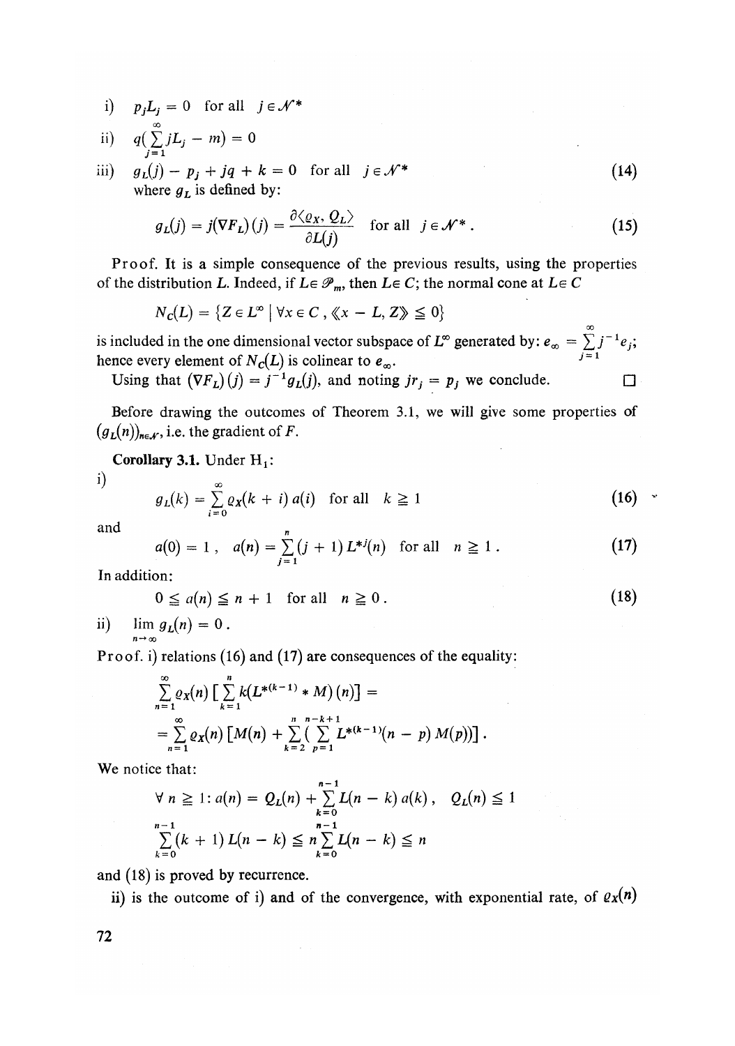i) $p_j L_j = 0$ for all $j \in \mathcal{N}^*$

ii) $q(\sum_{j=1}^{\infty} jL_j - m) = 0$

iii) $g_L(j) - p_j + jq + k = 0$ for all $j \in \mathcal{N}^*$ (14)

where $g_L$ is defined by:

$$g_L(j) = j(\nabla F_L)(j) = \frac{\partial \langle \varrho_X, Q_L \rangle}{\partial L(j)} \quad \text{for all } j \in \mathcal{N}^* . \tag{15}$$

Proof. It is a simple consequence of the previous results, using the properties of the distribution $L$. Indeed, if $L \in \mathcal{P}_m$, then $L \in C$; the normal cone at $L \in C$

$$N_C(L) = \{Z \in L^\infty \mid \forall x \in C, \langle\langle x - L, Z \rangle\rangle \leqq 0\}$$

is included in the one dimensional vector subspace of $L^\infty$ generated by: $e_\infty = \sum_{j=1}^{\infty} j^{-1} e_j$; hence every element of $N_C(L)$ is colinear to $e_\infty$.

Using that $(\nabla F_L)(j) = j^{-1} g_L(j)$, and noting $jr_j = p_j$ we conclude. □

Before drawing the outcomes of Theorem 3.1, we will give some properties of $(g_L(n))_{n \in \mathcal{N}}$, i.e. the gradient of $F$.

**Corollary 3.1.** Under $H_1$:

i)
$$g_L(k) = \sum_{i=0}^{\infty} \varrho_X(k+i)\, a(i) \quad \text{for all } k \geqq 1 \tag{16}$$

and

$$a(0) = 1\,, \quad a(n) = \sum_{j=1}^{n} (j+1) L^{*j}(n) \quad \text{for all } n \geqq 1\,. \tag{17}$$

In addition:

$$0 \leqq a(n) \leqq n + 1 \quad \text{for all } n \geqq 0\,. \tag{18}$$

ii) $\lim_{n \to \infty} g_L(n) = 0$.

Proof. i) relations (16) and (17) are consequences of the equality:

$$\sum_{n=1}^{\infty} \varrho_X(n) \left[ \sum_{k=1}^{n} k(L^{*(k-1)} * M)(n) \right] = \\ = \sum_{n=1}^{\infty} \varrho_X(n) \left[ M(n) + \sum_{k=2}^{n} \left( \sum_{p=1}^{n-k+1} L^{*(k-1)}(n-p)\, M(p) \right) \right].$$

We notice that:

$$\forall\, n \geqq 1 : a(n) = Q_L(n) + \sum_{k=0}^{n-1} L(n-k)\, a(k)\,, \quad Q_L(n) \leqq 1$$

$$\sum_{k=0}^{n-1} (k+1) L(n-k) \leqq n \sum_{k=0}^{n-1} L(n-k) \leqq n$$

and (18) is proved by recurrence.

ii) is the outcome of i) and of the convergence, with exponential rate, of $\varrho_X(n)$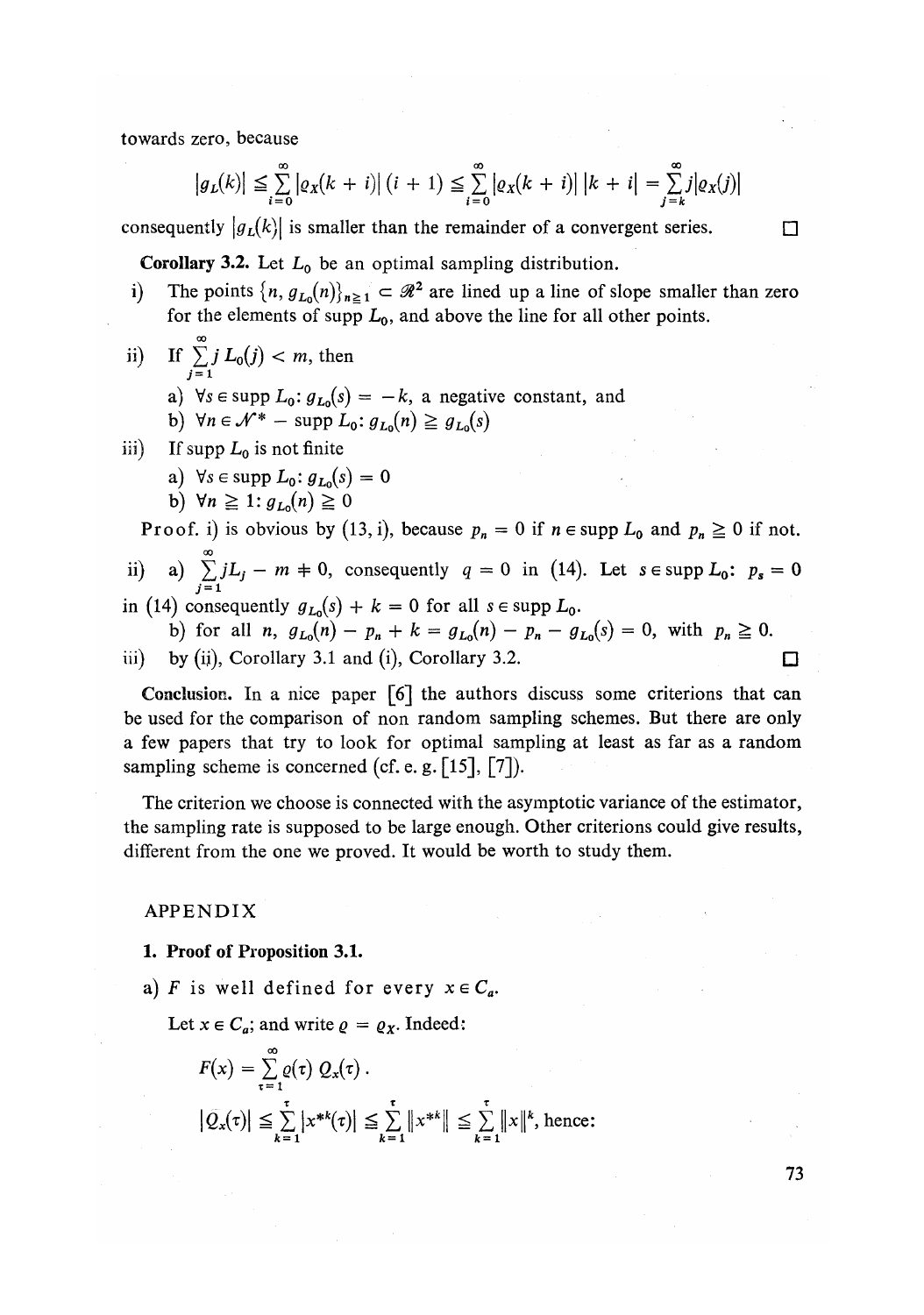towards zero, because

$$|g_L(k)| \leq \sum_{i=0}^{\infty} |\varrho_X(k+i)|\,(i+1) \leq \sum_{i=0}^{\infty} |\varrho_X(k+i)|\,|k+i| = \sum_{j=k}^{\infty} j|\varrho_X(j)|$$

consequently $|g_L(k)|$ is smaller than the remainder of a convergent series. □

**Corollary 3.2.** Let $L_0$ be an optimal sampling distribution.

i) The points $\{n, g_{L_0}(n)\}_{n \geq 1} \subset \mathscr{R}^2$ are lined up a line of slope smaller than zero for the elements of supp $L_0$, and above the line for all other points.

ii) If $\sum_{j=1}^{\infty} j\, L_0(j) < m$, then

   a) $\forall s \in \operatorname{supp} L_0$: $g_{L_0}(s) = -k$, a negative constant, and

   b) $\forall n \in \mathscr{N}^* - \operatorname{supp} L_0$: $g_{L_0}(n) \geq g_{L_0}(s)$

iii) If supp $L_0$ is not finite

   a) $\forall s \in \operatorname{supp} L_0$: $g_{L_0}(s) = 0$

   b) $\forall n \geq 1$: $g_{L_0}(n) \geq 0$

Proof. i) is obvious by (13, i), because $p_n = 0$ if $n \in \operatorname{supp} L_0$ and $p_n \geq 0$ if not.

ii) a) $\sum_{j=1}^{\infty} jL_j - m \neq 0$, consequently $q = 0$ in (14). Let $s \in \operatorname{supp} L_0$: $p_s = 0$ in (14) consequently $g_{L_0}(s) + k = 0$ for all $s \in \operatorname{supp} L_0$.

   b) for all $n$, $g_{L_0}(n) - p_n + k = g_{L_0}(n) - p_n - g_{L_0}(s) = 0$, with $p_n \geq 0$.

iii) by (ii), Corollary 3.1 and (i), Corollary 3.2. □

**Conclusion.** In a nice paper [6] the authors discuss some criterions that can be used for the comparison of non random sampling schemes. But there are only a few papers that try to look for optimal sampling at least as far as a random sampling scheme is concerned (cf. e. g. [15], [7]).

The criterion we choose is connected with the asymptotic variance of the estimator, the sampling rate is supposed to be large enough. Other criterions could give results, different from the one we proved. It would be worth to study them.

## APPENDIX

### 1. Proof of Proposition 3.1.

a) $F$ is well defined for every $x \in C_a$.

Let $x \in C_a$; and write $\varrho = \varrho_X$. Indeed:

$$F(x) = \sum_{\tau=1}^{\infty} \varrho(\tau)\, Q_x(\tau)\,.$$

$$|Q_x(\tau)| \leq \sum_{k=1}^{\tau} |x^{*k}(\tau)| \leq \sum_{k=1}^{\tau} \|x^{*k}\| \leq \sum_{k=1}^{\tau} \|x\|^k, \text{ hence:}$$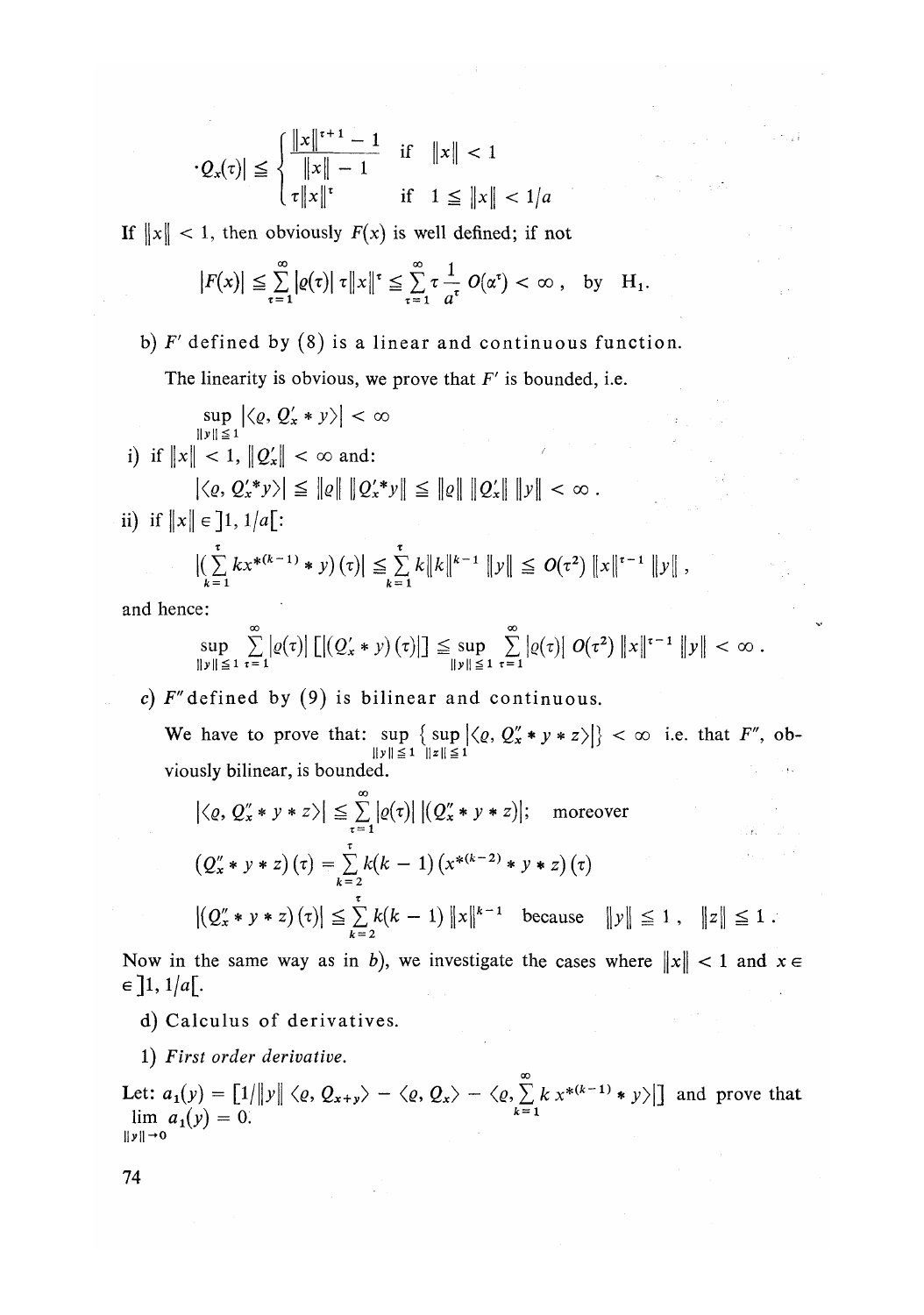$$\cdot Q_x(\tau)| \leqq \begin{cases} \dfrac{\|x\|^{\tau+1} - 1}{\|x\| - 1} & \text{if} \quad \|x\| < 1 \\ \tau \|x\|^\tau & \text{if} \quad 1 \leqq \|x\| < 1/a \end{cases}$$

If $\|x\| < 1$, then obviously $F(x)$ is well defined; if not

$$|F(x)| \leqq \sum_{\tau=1}^{\infty} |\varrho(\tau)| \, \tau \|x\|^\tau \leqq \sum_{\tau=1}^{\infty} \tau \frac{1}{a^\tau} \, O(\alpha^\tau) < \infty \,, \quad \text{by} \quad \mathrm{H}_1.$$

b) $F'$ defined by (8) is a linear and continuous function.

The linearity is obvious, we prove that $F'$ is bounded, i.e.

$$\sup_{\|y\| \leqq 1} |\langle \varrho, Q'_x * y \rangle| < \infty$$

i) if $\|x\| < 1$, $\|Q'_x\| < \infty$ and:

$$|\langle \varrho, Q'_x * y \rangle| \leqq \|\varrho\| \, \|Q'_x * y\| \leqq \|\varrho\| \, \|Q'_x\| \, \|y\| < \infty \,.$$

ii) if $\|x\| \in \, ]1, 1/a[$:

$$|(\sum_{k=1}^{\tau} k x^{*(k-1)} * y)(\tau)| \leqq \sum_{k=1}^{\tau} k \|k\|^{k-1} \, \|y\| \leqq O(\tau^2) \, \|x\|^{\tau-1} \, \|y\| \,,$$

and hence:

$$\sup_{\|y\| \leqq 1} \sum_{\tau=1}^{\infty} |\varrho(\tau)| \, [|(Q'_x * y)(\tau)|] \leqq \sup_{\|y\| \leqq 1} \sum_{\tau=1}^{\infty} |\varrho(\tau)| \, O(\tau^2) \, \|x\|^{\tau-1} \, \|y\| < \infty \,.$$

c) $F''$ defined by (9) is bilinear and continuous.

We have to prove that: $\sup_{\|y\| \leqq 1} \{ \sup_{\|z\| \leqq 1} |\langle \varrho, Q''_x * y * z \rangle| \} < \infty$ i.e. that $F''$, obviously bilinear, is bounded.

$$|\langle \varrho, Q''_x * y * z \rangle| \leqq \sum_{\tau=1}^{\infty} |\varrho(\tau)| \, |(Q''_x * y * z)|; \quad \text{moreover}$$

$$(Q''_x * y * z)(\tau) = \sum_{k=2}^{\tau} k(k-1) \, (x^{*(k-2)} * y * z)(\tau)$$

$$|(Q''_x * y * z)(\tau)| \leqq \sum_{k=2}^{\tau} k(k-1) \, \|x\|^{k-1} \quad \text{because} \quad \|y\| \leqq 1 \,, \quad \|z\| \leqq 1 \,.$$

Now in the same way as in *b*), we investigate the cases where $\|x\| < 1$ and $x \in \, ]1, 1/a[$.

d) Calculus of derivatives.

1) *First order derivative.*

Let: $a_1(y) = [1/\|y\| \, \langle \varrho, Q_{x+y} \rangle - \langle \varrho, Q_x \rangle - \langle \varrho, \sum_{k=1}^{\infty} k \, x^{*(k-1)} * y \rangle|]$ and prove that $\lim_{\|y\| \to 0} a_1(y) = 0$.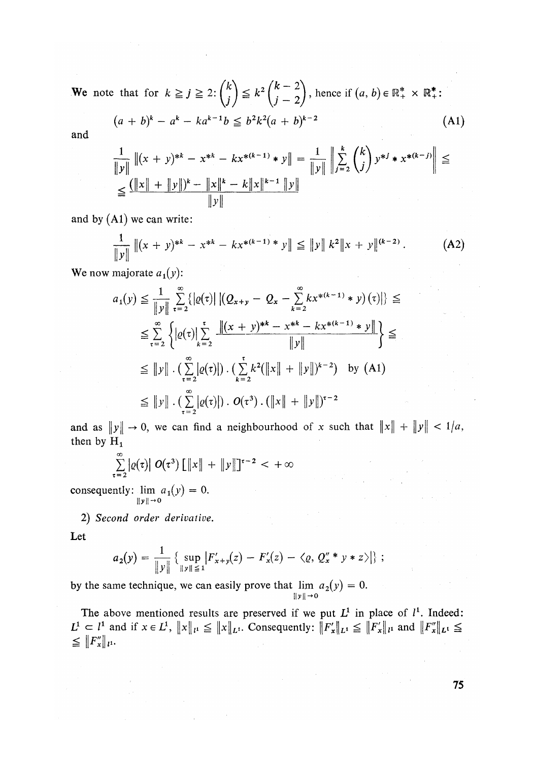We note that for $k \geqq j \geqq 2$: $\binom{k}{j} \leqq k^2 \binom{k-2}{j-2}$, hence if $(a, b) \in \mathbb{R}_+^* \times \mathbb{R}_+^*$:

$$(a + b)^k - a^k - ka^{k-1}b \leqq b^2 k^2 (a + b)^{k-2} \tag{A1}$$

and

$$\frac{1}{\|y\|} \|(x + y)^{*k} - x^{*k} - kx^{*(k-1)} * y\| = \frac{1}{\|y\|} \left\| \sum_{j=2}^{k} \binom{k}{j} y^{*j} * x^{*(k-j)} \right\| \leqq$$

$$\leqq \frac{(\|x\| + \|y\|)^k - \|x\|^k - k\|x\|^{k-1} \|y\|}{\|y\|}$$

and by (A1) we can write:

$$\frac{1}{\|y\|} \|(x + y)^{*k} - x^{*k} - kx^{*(k-1)} * y\| \leqq \|y\| \, k^2 \|x + y\|^{(k-2)} . \tag{A2}$$

We now majorate $a_1(y)$:

$$a_1(y) \leqq \frac{1}{\|y\|} \sum_{\tau=2}^{\infty} \{|\varrho(\tau)| \, |(Q_{x+y} - Q_x - \sum_{k=2}^{\infty} kx^{*(k-1)} * y)(\tau)|\} \leqq$$

$$\leqq \sum_{\tau=2}^{\infty} \left\{ |\varrho(\tau)| \sum_{k=2}^{\tau} \frac{\|(x + y)^{*k} - x^{*k} - kx^{*(k-1)} * y\|}{\|y\|} \right\} \leqq$$

$$\leqq \|y\| \cdot (\sum_{\tau=2}^{\infty} |\varrho(\tau)|) \cdot (\sum_{k=2}^{\tau} k^2 (\|x\| + \|y\|)^{k-2}) \quad \text{by (A1)}$$

$$\leqq \|y\| \cdot (\sum_{\tau=2}^{\infty} |\varrho(\tau)|) \cdot O(\tau^3) \cdot (\|x\| + \|y\|)^{\tau-2}$$

and as $\|y\| \to 0$, we can find a neighbourhood of $x$ such that $\|x\| + \|y\| < 1/a$, then by $H_1$

$$\sum_{\tau=2}^{\infty} |\varrho(\tau)| \, O(\tau^3) \, [\|x\| + \|y\|]^{\tau-2} < +\infty$$

consequently: $\lim_{\|y\| \to 0} a_1(y) = 0$.

2) *Second order derivative.*

Let

$$a_2(y) = \frac{1}{\|y\|} \{ \sup_{\|y\| \leqq 1} |F'_{x+y}(z) - F'_x(z) - \langle \varrho, Q''_x * y * z \rangle| \} ;$$

by the same technique, we can easily prove that $\lim_{\|y\| \to 0} a_2(y) = 0$.

The above mentioned results are preserved if we put $L^1$ in place of $l^1$. Indeed: $L^1 \subset l^1$ and if $x \in L^1$, $\|x\|_{l^1} \leqq \|x\|_{L^1}$. Consequently: $\|F'_x\|_{L^1} \leqq \|F'_x\|_{l^1}$ and $\|F''_x\|_{L^1} \leqq \|F''_x\|_{l^1}$.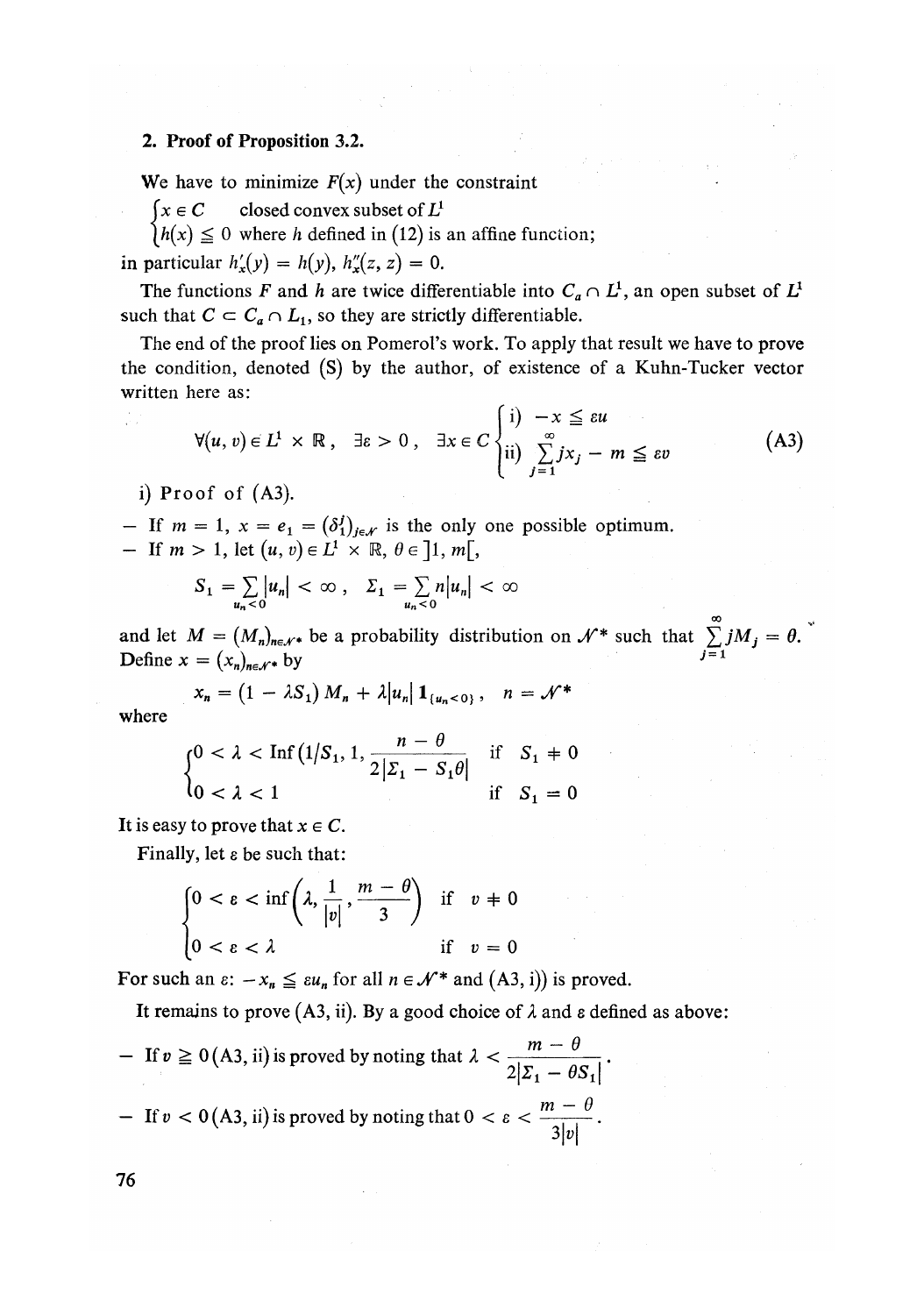## 2. Proof of Proposition 3.2.

We have to minimize $F(x)$ under the constraint

$$\begin{cases} x \in C & \text{closed convex subset of } L^1 \\ h(x) \leqq 0 & \text{where } h \text{ defined in (12) is an affine function;} \end{cases}$$

in particular $h'_x(y) = h(y)$, $h''_x(z, z) = 0$.

The functions $F$ and $h$ are twice differentiable into $C_a \cap L^1$, an open subset of $L^1$ such that $C \subset C_a \cap L_1$, so they are strictly differentiable.

The end of the proof lies on Pomerol's work. To apply that result we have to prove the condition, denoted (S) by the author, of existence of a Kuhn-Tucker vector written here as:

$$\forall (u, v) \in L^1 \times \mathbb{R}, \quad \exists \varepsilon > 0, \quad \exists x \in C \begin{cases} \text{i)} \ -x \leqq \varepsilon u \\ \text{ii)} \ \sum_{j=1}^{\infty} j x_j - m \leqq \varepsilon v \end{cases} \tag{A3}$$

i) Proof of (A3).

– If $m = 1$, $x = e_1 = (\delta_1^j)_{j \in \mathcal{N}}$ is the only one possible optimum.

– If $m > 1$, let $(u, v) \in L^1 \times \mathbb{R}$, $\theta \in ]1, m[$,

$$S_1 = \sum_{u_n < 0} |u_n| < \infty, \quad \Sigma_1 = \sum_{u_n < 0} n|u_n| < \infty$$

and let $M = (M_n)_{n \in \mathcal{N}^*}$ be a probability distribution on $\mathcal{N}^*$ such that $\sum_{j=1}^{\infty} j M_j = \theta$. Define $x = (x_n)_{n \in \mathcal{N}^*}$ by

$$x_n = (1 - \lambda S_1) M_n + \lambda |u_n| \mathbf{1}_{\{u_n < 0\}}, \quad n = \mathcal{N}^*$$

where

$$\begin{cases} 0 < \lambda < \operatorname{Inf}\left(1/S_1, 1, \dfrac{n - \theta}{2|\Sigma_1 - S_1 \theta|}\right) & \text{if } S_1 \neq 0 \\ 0 < \lambda < 1 & \text{if } S_1 = 0 \end{cases}$$

It is easy to prove that $x \in C$.

Finally, let $\varepsilon$ be such that:

$$\begin{cases} 0 < \varepsilon < \inf\left(\lambda, \dfrac{1}{|v|}, \dfrac{m - \theta}{3}\right) & \text{if } v \neq 0 \\ 0 < \varepsilon < \lambda & \text{if } v = 0 \end{cases}$$

For such an $\varepsilon$: $-x_n \leqq \varepsilon u_n$ for all $n \in \mathcal{N}^*$ and (A3, i)) is proved.

It remains to prove (A3, ii). By a good choice of $\lambda$ and $\varepsilon$ defined as above:

– If $v \geqq 0$ (A3, ii) is proved by noting that $\lambda < \dfrac{m - \theta}{2|\Sigma_1 - \theta S_1|}$.

– If $v < 0$ (A3, ii) is proved by noting that $0 < \varepsilon < \dfrac{m - \theta}{3|v|}$.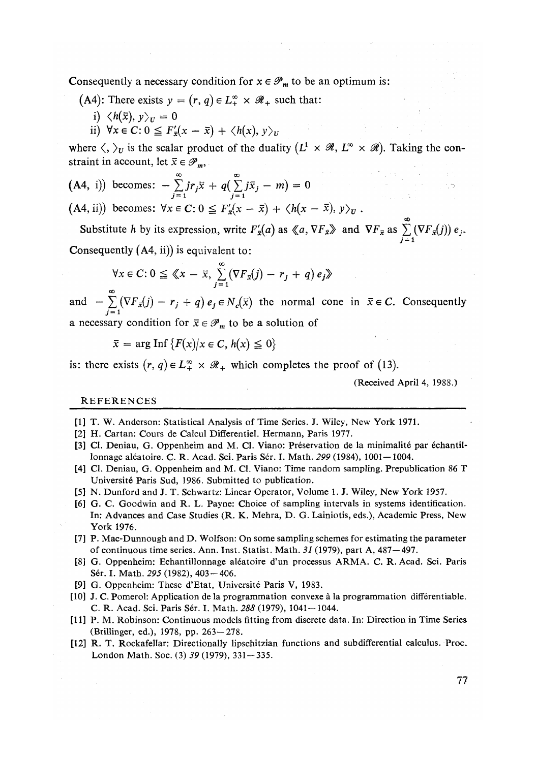Consequently a necessary condition for $x \in \mathscr{P}_m$ to be an optimum is:

(A4): There exists $y = (r, q) \in L_+^\infty \times \mathscr{R}_+$ such that:

i) $\langle h(\bar{x}), y \rangle_U = 0$

ii) $\forall x \in C: 0 \leqq F'_{\bar{x}}(x - \bar{x}) + \langle h(x), y \rangle_U$

where $\langle , \rangle_U$ is the scalar product of the duality $(L^1 \times \mathscr{R}, L^\infty \times \mathscr{R})$. Taking the constraint in account, let $\bar{x} \in \mathscr{P}_m$,

(A4, i)) becomes: $-\sum_{j=1}^{\infty} j r_j \bar{x} + q\left(\sum_{j=1}^{\infty} j \bar{x}_j - m\right) = 0$

(A4, ii)) becomes: $\forall x \in C: 0 \leqq F'_{\bar{x}}(x - \bar{x}) + \langle h(x - \bar{x}), y \rangle_U$.

Substitute $h$ by its expression, write $F'_{\bar{x}}(a)$ as $\langle\!\langle a, \nabla F_{\bar{x}} \rangle\!\rangle$ and $\nabla F_{\bar{x}}$ as $\sum_{j=1}^{\infty} (\nabla F_{\bar{x}}(j))\, e_j$.

Consequently (A4, ii)) is equivalent to:

$$\forall x \in C: 0 \leqq \left\langle\!\left\langle x - \bar{x}, \sum_{j=1}^{\infty} (\nabla F_{\bar{x}}(j) - r_j + q)\, e_j \right\rangle\!\right\rangle$$

and $-\sum_{j=1}^{\infty} (\nabla F_{\bar{x}}(j) - r_j + q)\, e_j \in N_c(\bar{x})$ the normal cone in $\bar{x} \in C$. Consequently a necessary condition for $\bar{x} \in \mathscr{P}_m$ to be a solution of

$$\bar{x} = \arg \operatorname{Inf} \{F(x)/x \in C, h(x) \leqq 0\}$$

is: there exists $(r, q) \in L_+^\infty \times \mathscr{R}_+$ which completes the proof of (13).

(Received April 4, 1988.)

## REFERENCES

[1] T. W. Anderson: Statistical Analysis of Time Series. J. Wiley, New York 1971.

[2] H. Cartan: Cours de Calcul Differentiel. Hermann, Paris 1977.

[3] Cl. Deniau, G. Oppenheim and M. Cl. Viano: Préservation de la minimalité par échantillonnage aléatoire. C. R. Acad. Sci. Paris Sér. I. Math. *299* (1984), 1001–1004.

[4] Cl. Deniau, G. Oppenheim and M. Cl. Viano: Time random sampling. Prepublication 86 T Université Paris Sud, 1986. Submitted to publication.

[5] N. Dunford and J. T. Schwartz: Linear Operator, Volume 1. J. Wiley, New York 1957.

[6] G. C. Goodwin and R. L. Payne: Choice of sampling intervals in systems identification. In: Advances and Case Studies (R. K. Mehra, D. G. Lainiotis, eds.), Academic Press, New York 1976.

[7] P. Mac-Dunnough and D. Wolfson: On some sampling schemes for estimating the parameter of continuous time series. Ann. Inst. Statist. Math. *31* (1979), part A, 487–497.

[8] G. Oppenheim: Echantillonnage aléatoire d'un processus ARMA. C. R. Acad. Sci. Paris Sér. I. Math. *295* (1982), 403–406.

[9] G. Oppenheim: These d'Etat, Université Paris V, 1983.

[10] J. C. Pomerol: Application de la programmation convexe à la programmation différentiable. C. R. Acad. Sci. Paris Sér. I. Math. *288* (1979), 1041–1044.

[11] P. M. Robinson: Continuous models fitting from discrete data. In: Direction in Time Series (Brillinger, ed.), 1978, pp. 263–278.

[12] R. T. Rockafellar: Directionally lipschitzian functions and subdifferential calculus. Proc. London Math. Soc. (3) *39* (1979), 331–335.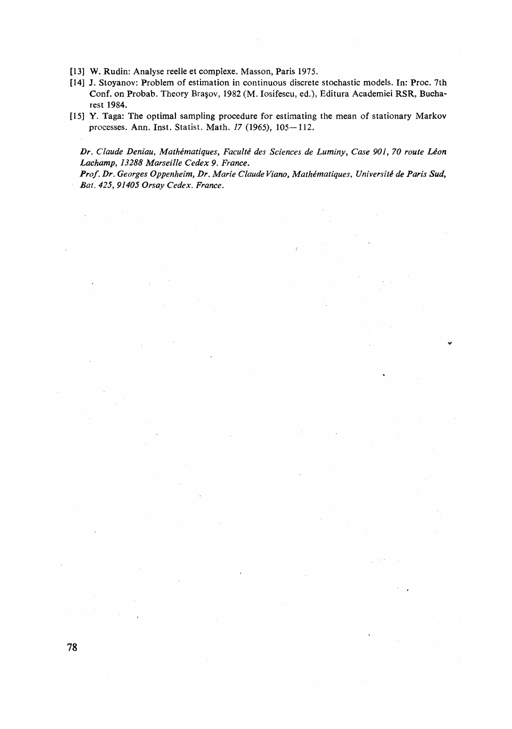[13] W. Rudin: Analyse reelle et complexe. Masson, Paris 1975.

[14] J. Stoyanov: Problem of estimation in continuous discrete stochastic models. In: Proc. 7th Conf. on Probab. Theory Braşov, 1982 (M. Iosifescu, ed.), Editura Academiei RSR, Bucharest 1984.

[15] Y. Taga: The optimal sampling procedure for estimating the mean of stationary Markov processes. Ann. Inst. Statist. Math. *17* (1965), 105–112.

*Dr. Claude Deniau, Mathématiques, Faculté des Sciences de Luminy, Case 901, 70 route Léon Lachamp, 13288 Marseille Cedex 9. France.*

*Prof. Dr. Georges Oppenheim, Dr. Marie Claude Viano, Mathématiques, Université de Paris Sud, Bat. 425, 91405 Orsay Cedex. France.*